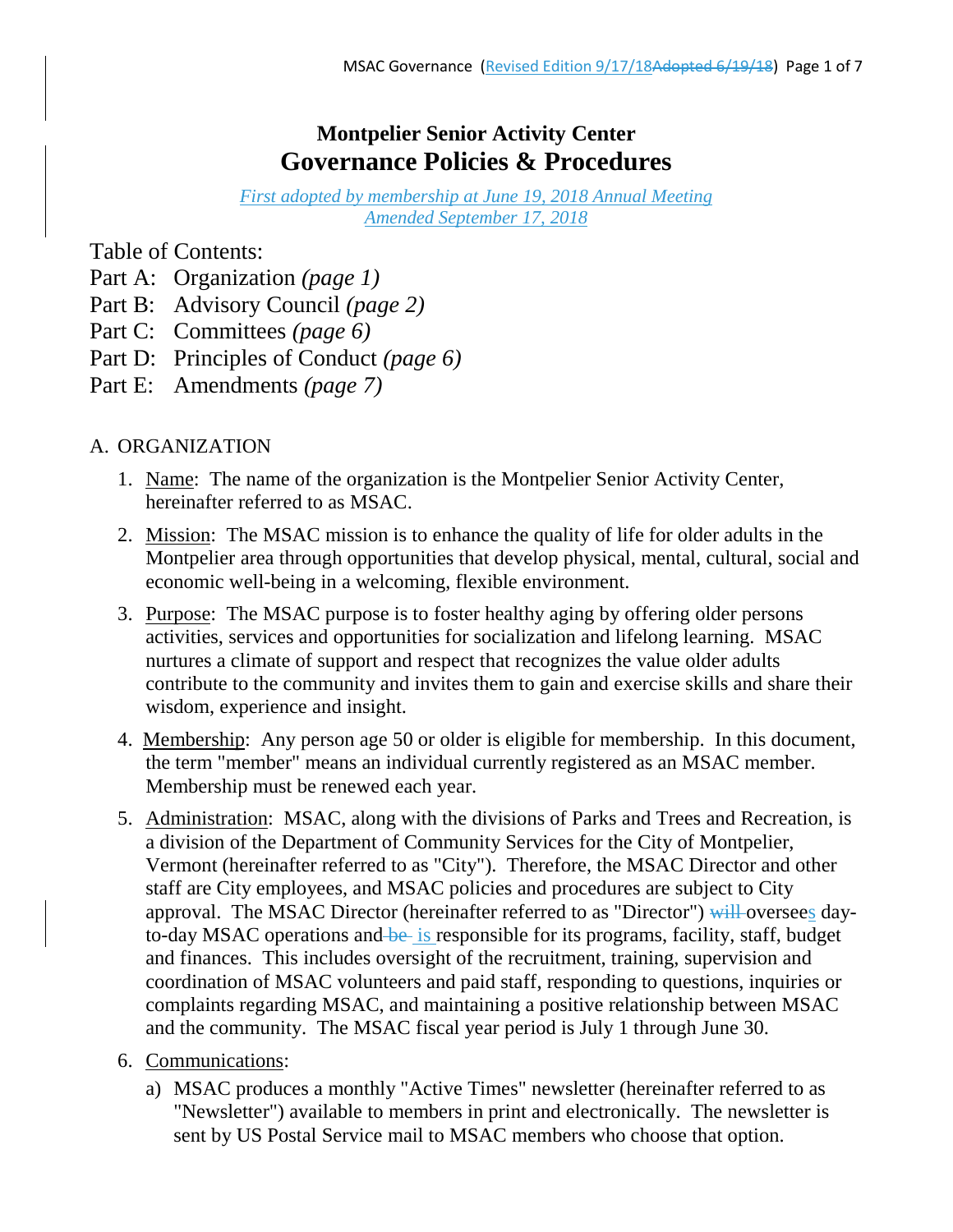# Montpelier Senior Activity Center

# Governance Policies & Procedures

*First adopted by membership at June 19, 2018 Annual Meeting*
*Amended September 17, 2018*

Table of Contents:

Part A: Organization *(page 1)*
Part B: Advisory Council *(page 2)*
Part C: Committees *(page 6)*
Part D: Principles of Conduct *(page 6)*
Part E: Amendments *(page 7)*

## A. ORGANIZATION

1. Name: The name of the organization is the Montpelier Senior Activity Center, hereinafter referred to as MSAC.
2. Mission: The MSAC mission is to enhance the quality of life for older adults in the Montpelier area through opportunities that develop physical, mental, cultural, social and economic well-being in a welcoming, flexible environment.
3. Purpose: The MSAC purpose is to foster healthy aging by offering older persons activities, services and opportunities for socialization and lifelong learning. MSAC nurtures a climate of support and respect that recognizes the value older adults contribute to the community and invites them to gain and exercise skills and share their wisdom, experience and insight.
4. Membership: Any person age 50 or older is eligible for membership. In this document, the term "member" means an individual currently registered as an MSAC member. Membership must be renewed each year.
5. Administration: MSAC, along with the divisions of Parks and Trees and Recreation, is a division of the Department of Community Services for the City of Montpelier, Vermont (hereinafter referred to as "City"). Therefore, the MSAC Director and other staff are City employees, and MSAC policies and procedures are subject to City approval. The MSAC Director (hereinafter referred to as "Director") ~~will~~ oversees day-to-day MSAC operations and ~~be~~ is responsible for its programs, facility, staff, budget and finances. This includes oversight of the recruitment, training, supervision and coordination of MSAC volunteers and paid staff, responding to questions, inquiries or complaints regarding MSAC, and maintaining a positive relationship between MSAC and the community. The MSAC fiscal year period is July 1 through June 30.
6. Communications:
   a) MSAC produces a monthly "Active Times" newsletter (hereinafter referred to as "Newsletter") available to members in print and electronically. The newsletter is sent by US Postal Service mail to MSAC members who choose that option.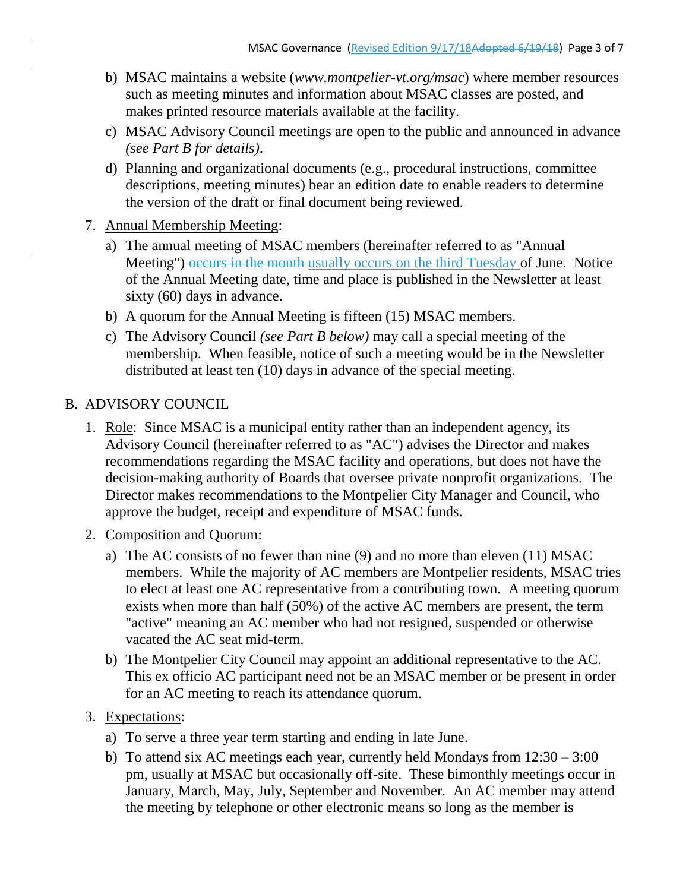b) MSAC maintains a website (*www.montpelier-vt.org/msac*) where member resources such as meeting minutes and information about MSAC classes are posted, and makes printed resource materials available at the facility.

c) MSAC Advisory Council meetings are open to the public and announced in advance *(see Part B for details)*.

d) Planning and organizational documents (e.g., procedural instructions, committee descriptions, meeting minutes) bear an edition date to enable readers to determine the version of the draft or final document being reviewed.

7. Annual Membership Meeting:

   a) The annual meeting of MSAC members (hereinafter referred to as "Annual Meeting") ~~occurs in the month~~ usually occurs on the third Tuesday of June. Notice of the Annual Meeting date, time and place is published in the Newsletter at least sixty (60) days in advance.

   b) A quorum for the Annual Meeting is fifteen (15) MSAC members.

   c) The Advisory Council *(see Part B below)* may call a special meeting of the membership. When feasible, notice of such a meeting would be in the Newsletter distributed at least ten (10) days in advance of the special meeting.

## B. ADVISORY COUNCIL

1. Role: Since MSAC is a municipal entity rather than an independent agency, its Advisory Council (hereinafter referred to as "AC") advises the Director and makes recommendations regarding the MSAC facility and operations, but does not have the decision-making authority of Boards that oversee private nonprofit organizations. The Director makes recommendations to the Montpelier City Manager and Council, who approve the budget, receipt and expenditure of MSAC funds.

2. Composition and Quorum:

   a) The AC consists of no fewer than nine (9) and no more than eleven (11) MSAC members. While the majority of AC members are Montpelier residents, MSAC tries to elect at least one AC representative from a contributing town. A meeting quorum exists when more than half (50%) of the active AC members are present, the term "active" meaning an AC member who had not resigned, suspended or otherwise vacated the AC seat mid-term.

   b) The Montpelier City Council may appoint an additional representative to the AC. This ex officio AC participant need not be an MSAC member or be present in order for an AC meeting to reach its attendance quorum.

3. Expectations:

   a) To serve a three year term starting and ending in late June.

   b) To attend six AC meetings each year, currently held Mondays from 12:30 – 3:00 pm, usually at MSAC but occasionally off-site. These bimonthly meetings occur in January, March, May, July, September and November. An AC member may attend the meeting by telephone or other electronic means so long as the member is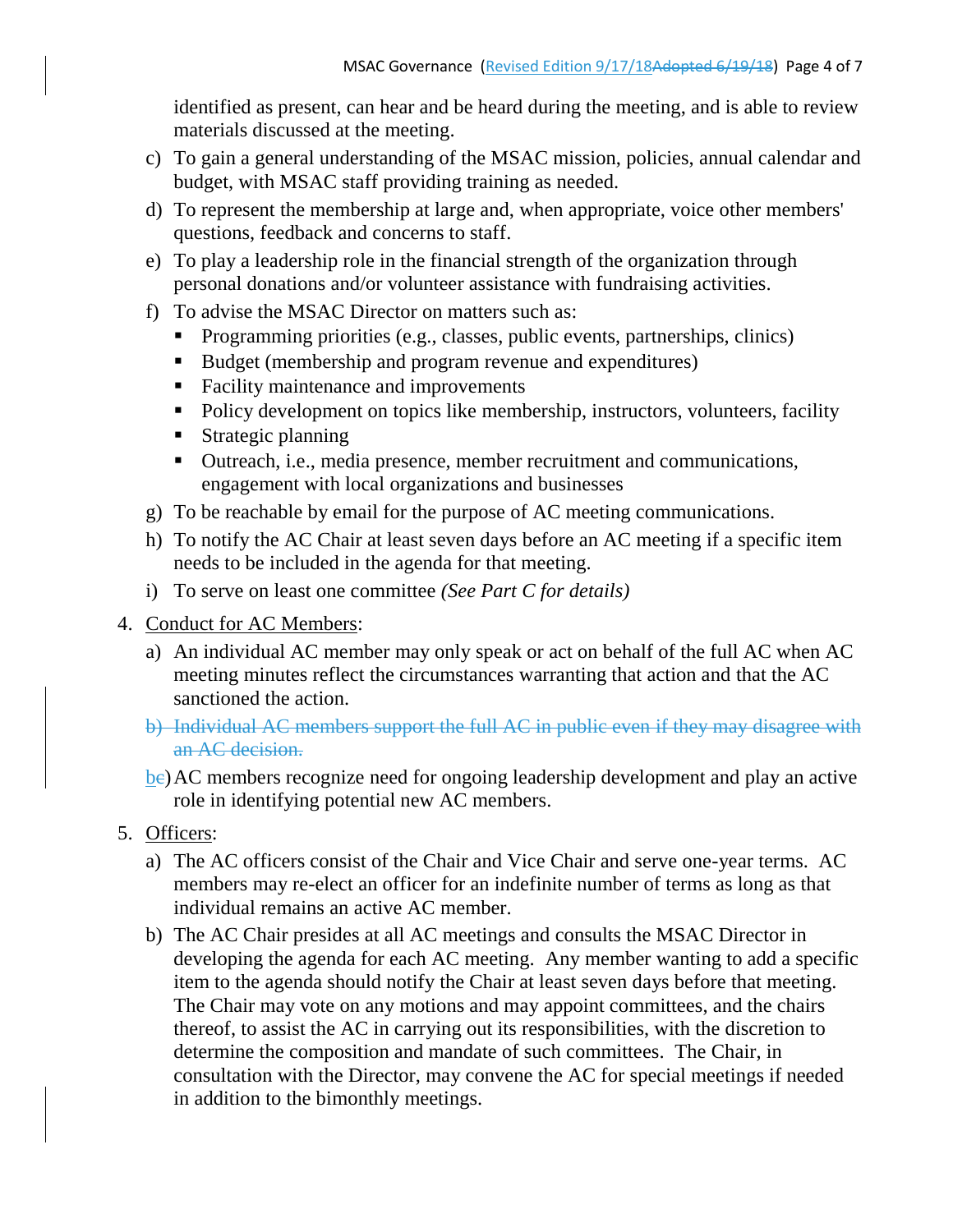identified as present, can hear and be heard during the meeting, and is able to review materials discussed at the meeting.

c) To gain a general understanding of the MSAC mission, policies, annual calendar and budget, with MSAC staff providing training as needed.

d) To represent the membership at large and, when appropriate, voice other members' questions, feedback and concerns to staff.

e) To play a leadership role in the financial strength of the organization through personal donations and/or volunteer assistance with fundraising activities.

f) To advise the MSAC Director on matters such as:
   - Programming priorities (e.g., classes, public events, partnerships, clinics)
   - Budget (membership and program revenue and expenditures)
   - Facility maintenance and improvements
   - Policy development on topics like membership, instructors, volunteers, facility
   - Strategic planning
   - Outreach, i.e., media presence, member recruitment and communications, engagement with local organizations and businesses

g) To be reachable by email for the purpose of AC meeting communications.

h) To notify the AC Chair at least seven days before an AC meeting if a specific item needs to be included in the agenda for that meeting.

i) To serve on least one committee *(See Part C for details)*

4. Conduct for AC Members:

   a) An individual AC member may only speak or act on behalf of the full AC when AC meeting minutes reflect the circumstances warranting that action and that the AC sanctioned the action.

   ~~b) Individual AC members support the full AC in public even if they may disagree with an AC decision.~~

   b~~e~~) AC members recognize need for ongoing leadership development and play an active role in identifying potential new AC members.

5. Officers:

   a) The AC officers consist of the Chair and Vice Chair and serve one-year terms. AC members may re-elect an officer for an indefinite number of terms as long as that individual remains an active AC member.

   b) The AC Chair presides at all AC meetings and consults the MSAC Director in developing the agenda for each AC meeting. Any member wanting to add a specific item to the agenda should notify the Chair at least seven days before that meeting. The Chair may vote on any motions and may appoint committees, and the chairs thereof, to assist the AC in carrying out its responsibilities, with the discretion to determine the composition and mandate of such committees. The Chair, in consultation with the Director, may convene the AC for special meetings if needed in addition to the bimonthly meetings.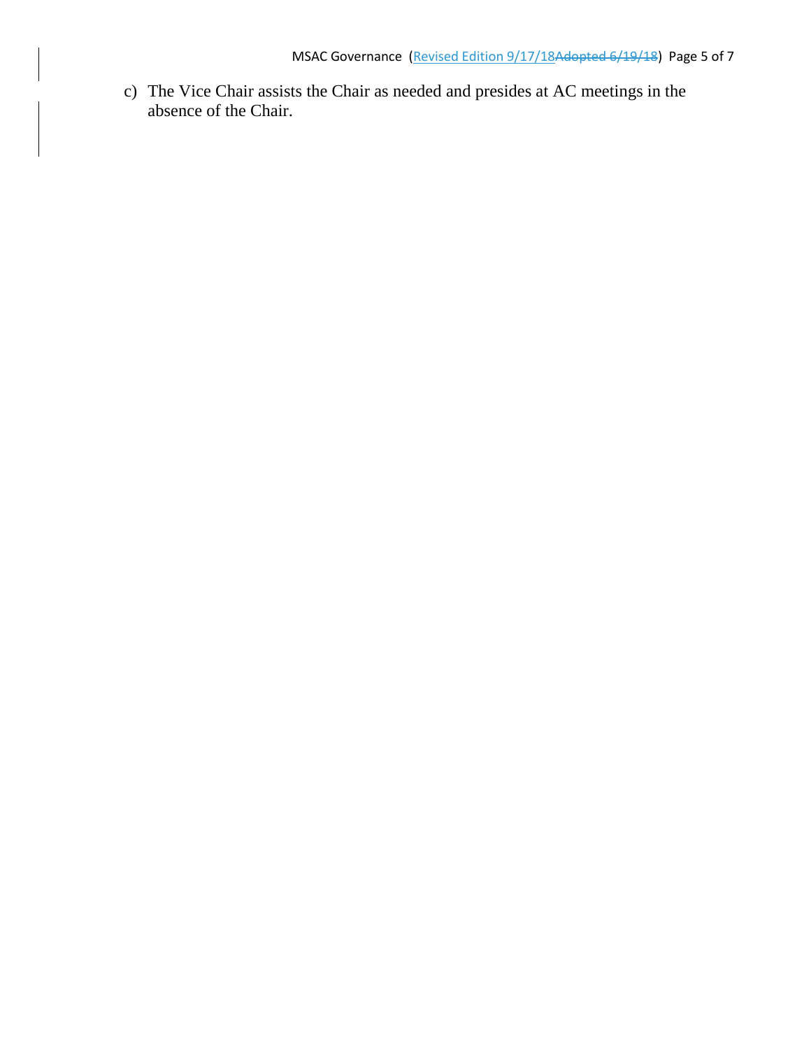c) The Vice Chair assists the Chair as needed and presides at AC meetings in the absence of the Chair.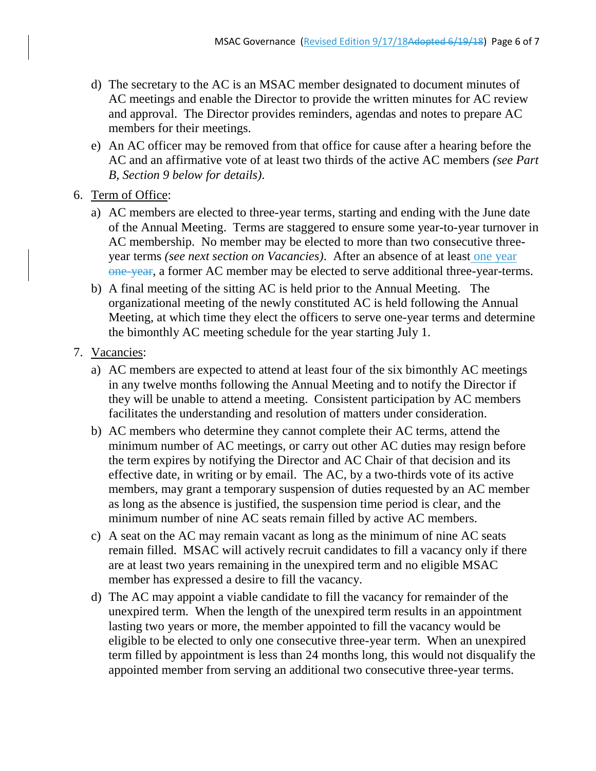d) The secretary to the AC is an MSAC member designated to document minutes of AC meetings and enable the Director to provide the written minutes for AC review and approval. The Director provides reminders, agendas and notes to prepare AC members for their meetings.

e) An AC officer may be removed from that office for cause after a hearing before the AC and an affirmative vote of at least two thirds of the active AC members *(see Part B, Section 9 below for details)*.

6. Term of Office:

   a) AC members are elected to three-year terms, starting and ending with the June date of the Annual Meeting. Terms are staggered to ensure some year-to-year turnover in AC membership. No member may be elected to more than two consecutive three-year terms *(see next section on Vacancies)*. After an absence of at least one year ~~one-year~~, a former AC member may be elected to serve additional three-year-terms.

   b) A final meeting of the sitting AC is held prior to the Annual Meeting. The organizational meeting of the newly constituted AC is held following the Annual Meeting, at which time they elect the officers to serve one-year terms and determine the bimonthly AC meeting schedule for the year starting July 1.

7. Vacancies:

   a) AC members are expected to attend at least four of the six bimonthly AC meetings in any twelve months following the Annual Meeting and to notify the Director if they will be unable to attend a meeting. Consistent participation by AC members facilitates the understanding and resolution of matters under consideration.

   b) AC members who determine they cannot complete their AC terms, attend the minimum number of AC meetings, or carry out other AC duties may resign before the term expires by notifying the Director and AC Chair of that decision and its effective date, in writing or by email. The AC, by a two-thirds vote of its active members, may grant a temporary suspension of duties requested by an AC member as long as the absence is justified, the suspension time period is clear, and the minimum number of nine AC seats remain filled by active AC members.

   c) A seat on the AC may remain vacant as long as the minimum of nine AC seats remain filled. MSAC will actively recruit candidates to fill a vacancy only if there are at least two years remaining in the unexpired term and no eligible MSAC member has expressed a desire to fill the vacancy.

   d) The AC may appoint a viable candidate to fill the vacancy for remainder of the unexpired term. When the length of the unexpired term results in an appointment lasting two years or more, the member appointed to fill the vacancy would be eligible to be elected to only one consecutive three-year term. When an unexpired term filled by appointment is less than 24 months long, this would not disqualify the appointed member from serving an additional two consecutive three-year terms.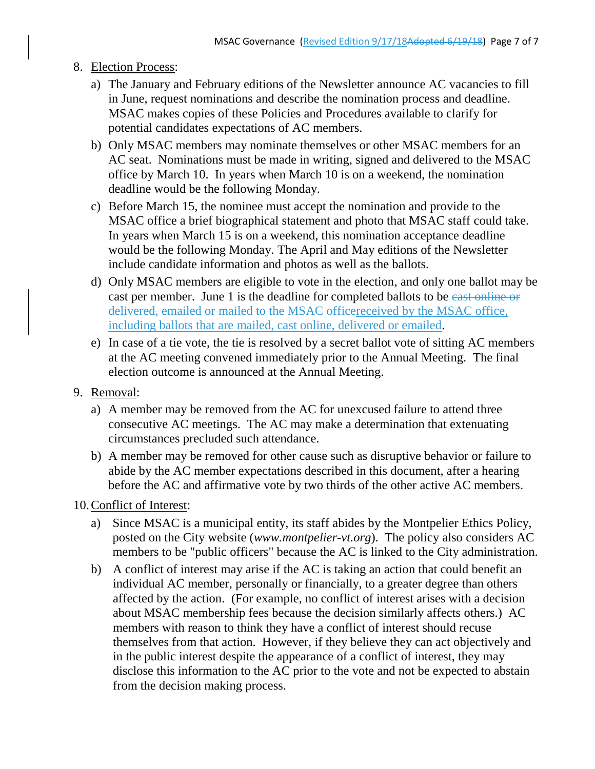8. <u>Election Process</u>:

   a) The January and February editions of the Newsletter announce AC vacancies to fill in June, request nominations and describe the nomination process and deadline. MSAC makes copies of these Policies and Procedures available to clarify for potential candidates expectations of AC members.

   b) Only MSAC members may nominate themselves or other MSAC members for an AC seat. Nominations must be made in writing, signed and delivered to the MSAC office by March 10. In years when March 10 is on a weekend, the nomination deadline would be the following Monday.

   c) Before March 15, the nominee must accept the nomination and provide to the MSAC office a brief biographical statement and photo that MSAC staff could take. In years when March 15 is on a weekend, this nomination acceptance deadline would be the following Monday. The April and May editions of the Newsletter include candidate information and photos as well as the ballots.

   d) Only MSAC members are eligible to vote in the election, and only one ballot may be cast per member. June 1 is the deadline for completed ballots to be ~~cast online or delivered, emailed or mailed to the MSAC office~~received by the MSAC office, including ballots that are mailed, cast online, delivered or emailed.

   e) In case of a tie vote, the tie is resolved by a secret ballot vote of sitting AC members at the AC meeting convened immediately prior to the Annual Meeting. The final election outcome is announced at the Annual Meeting.

9. <u>Removal</u>:

   a) A member may be removed from the AC for unexcused failure to attend three consecutive AC meetings. The AC may make a determination that extenuating circumstances precluded such attendance.

   b) A member may be removed for other cause such as disruptive behavior or failure to abide by the AC member expectations described in this document, after a hearing before the AC and affirmative vote by two thirds of the other active AC members.

10. <u>Conflict of Interest</u>:

   a) Since MSAC is a municipal entity, its staff abides by the Montpelier Ethics Policy, posted on the City website (*www.montpelier-vt.org*). The policy also considers AC members to be "public officers" because the AC is linked to the City administration.

   b) A conflict of interest may arise if the AC is taking an action that could benefit an individual AC member, personally or financially, to a greater degree than others affected by the action. (For example, no conflict of interest arises with a decision about MSAC membership fees because the decision similarly affects others.) AC members with reason to think they have a conflict of interest should recuse themselves from that action. However, if they believe they can act objectively and in the public interest despite the appearance of a conflict of interest, they may disclose this information to the AC prior to the vote and not be expected to abstain from the decision making process.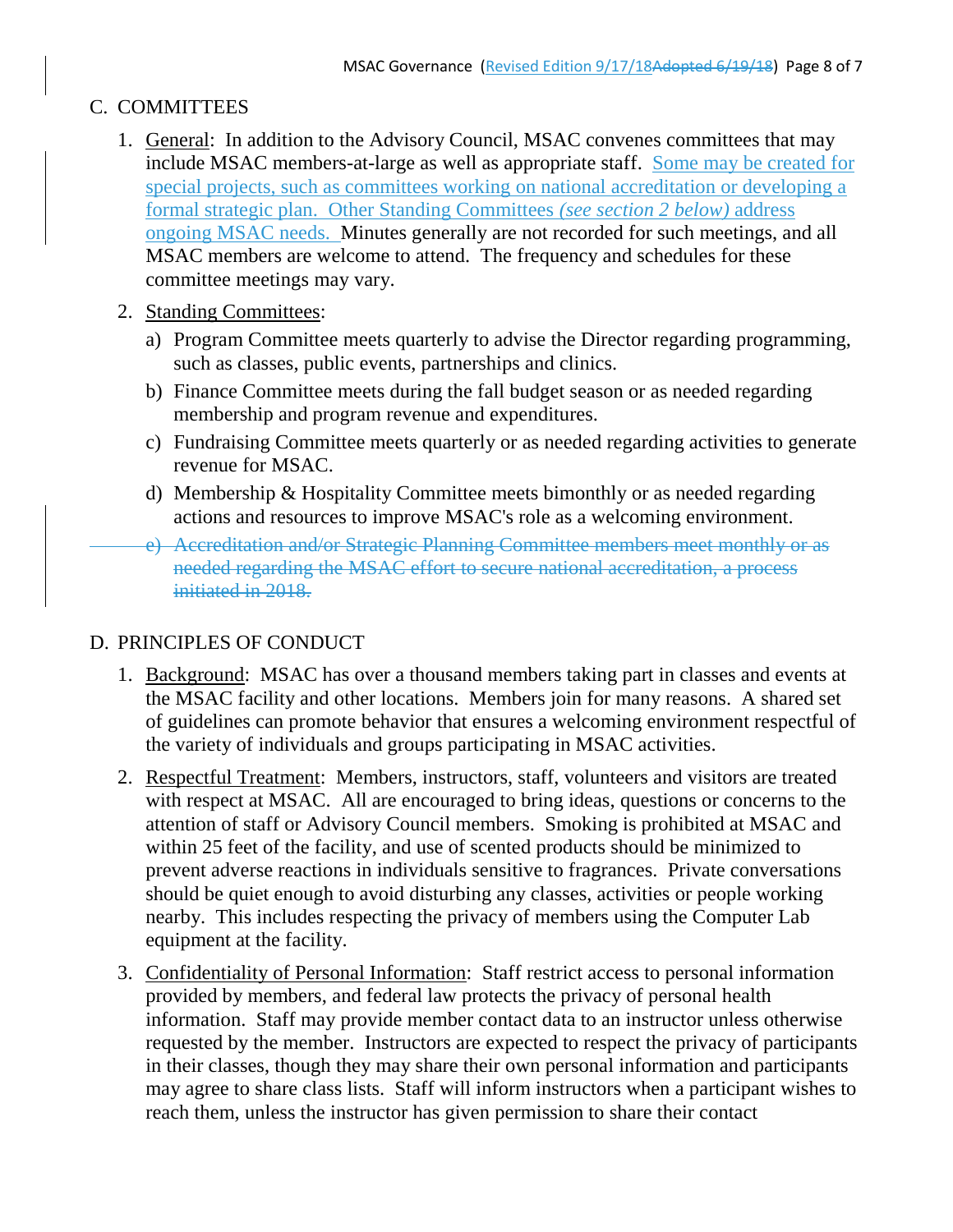## C. COMMITTEES

1. General: In addition to the Advisory Council, MSAC convenes committees that may include MSAC members-at-large as well as appropriate staff. Some may be created for special projects, such as committees working on national accreditation or developing a formal strategic plan. Other Standing Committees *(see section 2 below)* address ongoing MSAC needs. Minutes generally are not recorded for such meetings, and all MSAC members are welcome to attend. The frequency and schedules for these committee meetings may vary.

2. Standing Committees:

   a) Program Committee meets quarterly to advise the Director regarding programming, such as classes, public events, partnerships and clinics.

   b) Finance Committee meets during the fall budget season or as needed regarding membership and program revenue and expenditures.

   c) Fundraising Committee meets quarterly or as needed regarding activities to generate revenue for MSAC.

   d) Membership & Hospitality Committee meets bimonthly or as needed regarding actions and resources to improve MSAC's role as a welcoming environment.

   ~~e) Accreditation and/or Strategic Planning Committee members meet monthly or as needed regarding the MSAC effort to secure national accreditation, a process initiated in 2018.~~

## D. PRINCIPLES OF CONDUCT

1. Background: MSAC has over a thousand members taking part in classes and events at the MSAC facility and other locations. Members join for many reasons. A shared set of guidelines can promote behavior that ensures a welcoming environment respectful of the variety of individuals and groups participating in MSAC activities.

2. Respectful Treatment: Members, instructors, staff, volunteers and visitors are treated with respect at MSAC. All are encouraged to bring ideas, questions or concerns to the attention of staff or Advisory Council members. Smoking is prohibited at MSAC and within 25 feet of the facility, and use of scented products should be minimized to prevent adverse reactions in individuals sensitive to fragrances. Private conversations should be quiet enough to avoid disturbing any classes, activities or people working nearby. This includes respecting the privacy of members using the Computer Lab equipment at the facility.

3. Confidentiality of Personal Information: Staff restrict access to personal information provided by members, and federal law protects the privacy of personal health information. Staff may provide member contact data to an instructor unless otherwise requested by the member. Instructors are expected to respect the privacy of participants in their classes, though they may share their own personal information and participants may agree to share class lists. Staff will inform instructors when a participant wishes to reach them, unless the instructor has given permission to share their contact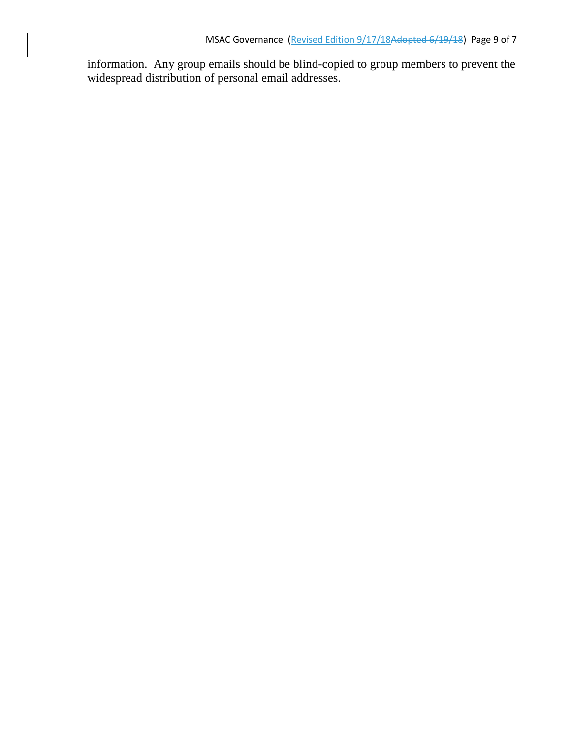information. Any group emails should be blind-copied to group members to prevent the widespread distribution of personal email addresses.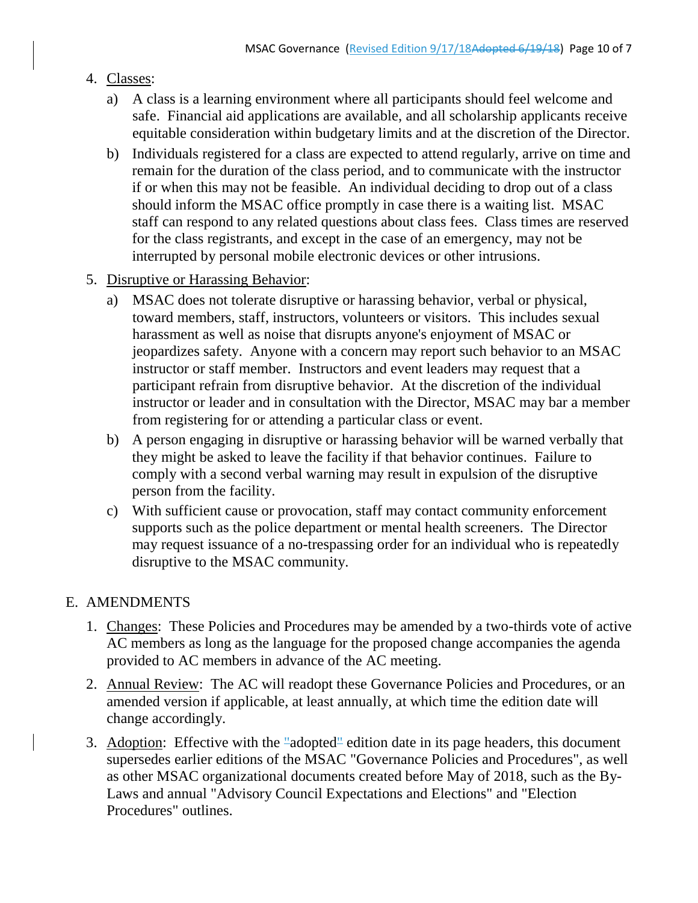4. Classes:
   a) A class is a learning environment where all participants should feel welcome and safe. Financial aid applications are available, and all scholarship applicants receive equitable consideration within budgetary limits and at the discretion of the Director.
   b) Individuals registered for a class are expected to attend regularly, arrive on time and remain for the duration of the class period, and to communicate with the instructor if or when this may not be feasible. An individual deciding to drop out of a class should inform the MSAC office promptly in case there is a waiting list. MSAC staff can respond to any related questions about class fees. Class times are reserved for the class registrants, and except in the case of an emergency, may not be interrupted by personal mobile electronic devices or other intrusions.
5. Disruptive or Harassing Behavior:
   a) MSAC does not tolerate disruptive or harassing behavior, verbal or physical, toward members, staff, instructors, volunteers or visitors. This includes sexual harassment as well as noise that disrupts anyone's enjoyment of MSAC or jeopardizes safety. Anyone with a concern may report such behavior to an MSAC instructor or staff member. Instructors and event leaders may request that a participant refrain from disruptive behavior. At the discretion of the individual instructor or leader and in consultation with the Director, MSAC may bar a member from registering for or attending a particular class or event.
   b) A person engaging in disruptive or harassing behavior will be warned verbally that they might be asked to leave the facility if that behavior continues. Failure to comply with a second verbal warning may result in expulsion of the disruptive person from the facility.
   c) With sufficient cause or provocation, staff may contact community enforcement supports such as the police department or mental health screeners. The Director may request issuance of a no-trespassing order for an individual who is repeatedly disruptive to the MSAC community.

## E. AMENDMENTS

1. Changes: These Policies and Procedures may be amended by a two-thirds vote of active AC members as long as the language for the proposed change accompanies the agenda provided to AC members in advance of the AC meeting.
2. Annual Review: The AC will readopt these Governance Policies and Procedures, or an amended version if applicable, at least annually, at which time the edition date will change accordingly.
3. Adoption: Effective with the "adopted" edition date in its page headers, this document supersedes earlier editions of the MSAC "Governance Policies and Procedures", as well as other MSAC organizational documents created before May of 2018, such as the By-Laws and annual "Advisory Council Expectations and Elections" and "Election Procedures" outlines.